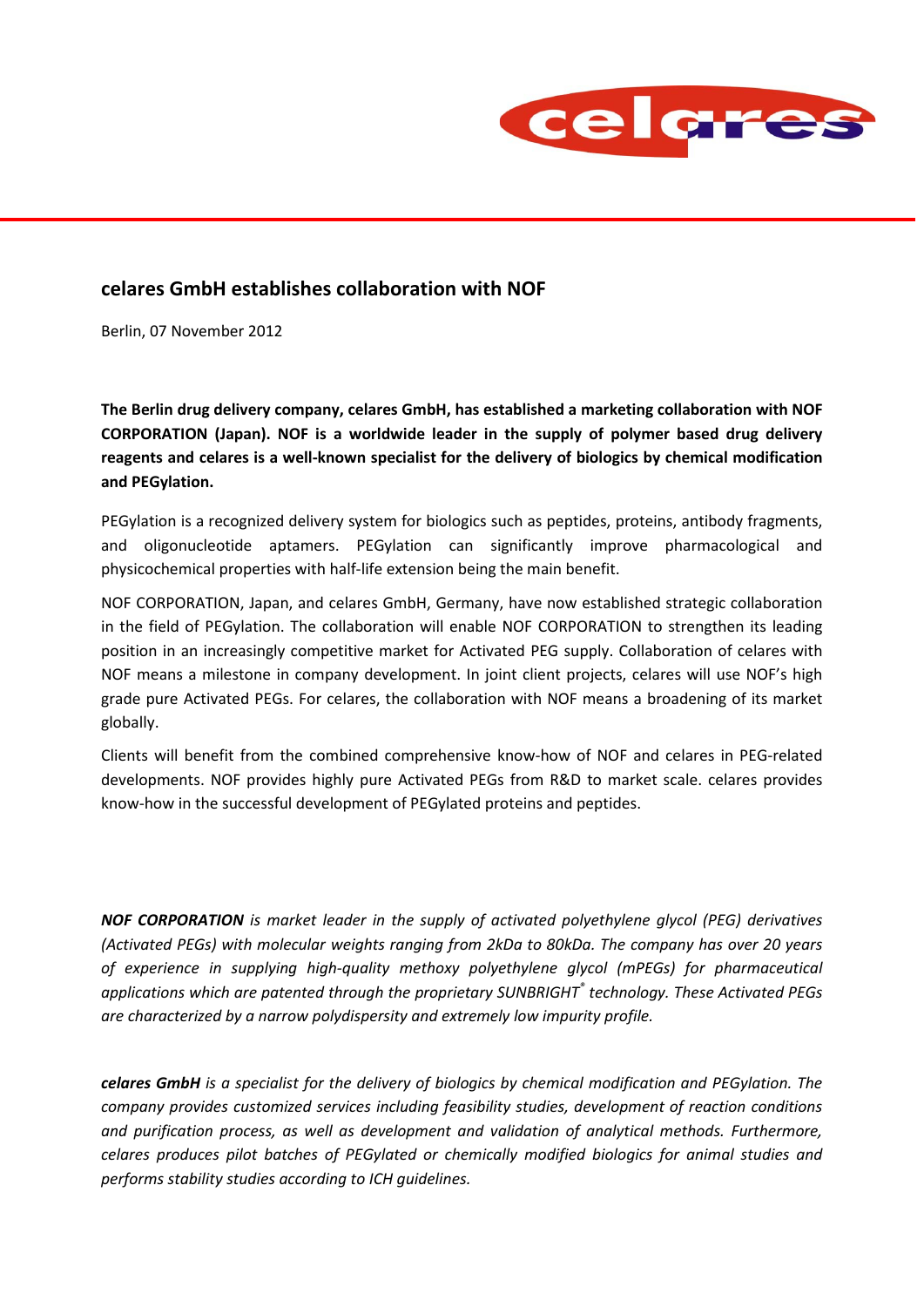# celares GmbH establishes collaboration with NOF

Berlin, 07 November 2012

**The Berlin drug delivery company, celares GmbH, has established a marketing collaboration with NOF CORPORATION (Japan). NOF is a worldwide leader in the supply of polymer based drug delivery reagents and celares is a well-known specialist for the delivery of biologics by chemical modification and PEGylation.**

PEGylation is a recognized delivery system for biologics such as peptides, proteins, antibody fragments, and oligonucleotide aptamers. PEGylation can significantly improve pharmacological and physicochemical properties with half-life extension being the main benefit.

NOF CORPORATION, Japan, and celares GmbH, Germany, have now established strategic collaboration in the field of PEGylation. The collaboration will enable NOF CORPORATION to strengthen its leading position in an increasingly competitive market for Activated PEG supply. Collaboration of celares with NOF means a milestone in company development. In joint client projects, celares will use NOF's high grade pure Activated PEGs. For celares, the collaboration with NOF means a broadening of its market globally.

Clients will benefit from the combined comprehensive know-how of NOF and celares in PEG-related developments. NOF provides highly pure Activated PEGs from R&D to market scale. celares provides know-how in the successful development of PEGylated proteins and peptides.

***NOF CORPORATION*** *is market leader in the supply of activated polyethylene glycol (PEG) derivatives (Activated PEGs) with molecular weights ranging from 2kDa to 80kDa. The company has over 20 years of experience in supplying high-quality methoxy polyethylene glycol (mPEGs) for pharmaceutical applications which are patented through the proprietary SUNBRIGHT® technology. These Activated PEGs are characterized by a narrow polydispersity and extremely low impurity profile.*

***celares GmbH*** *is a specialist for the delivery of biologics by chemical modification and PEGylation. The company provides customized services including feasibility studies, development of reaction conditions and purification process, as well as development and validation of analytical methods. Furthermore, celares produces pilot batches of PEGylated or chemically modified biologics for animal studies and performs stability studies according to ICH guidelines.*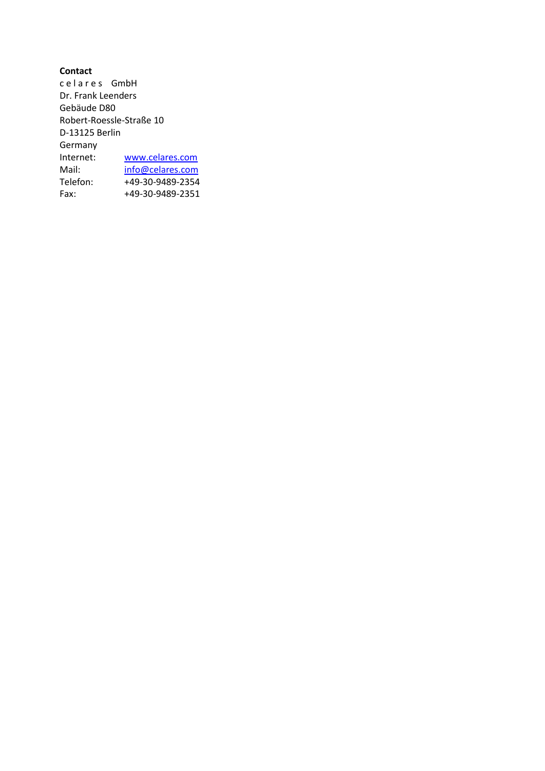**Contact**

c e l a r e s GmbH  
Dr. Frank Leenders  
Gebäude D80  
Robert-Roessle-Straße 10  
D-13125 Berlin  
Germany

| | |
|---|---|
| Internet: | www.celares.com |
| Mail: | info@celares.com |
| Telefon: | +49-30-9489-2354 |
| Fax: | +49-30-9489-2351 |